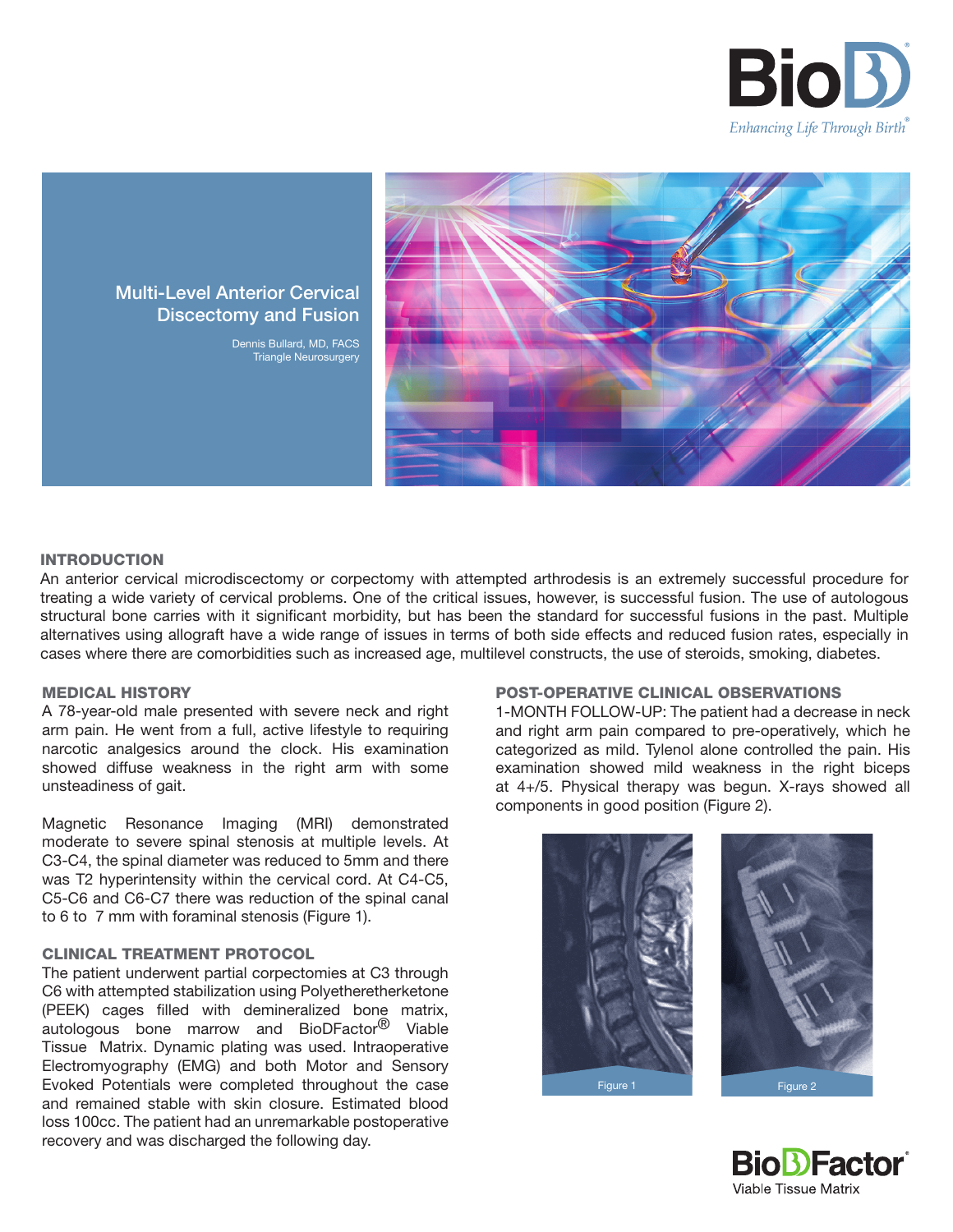# Multi-Level Anterior Cervical Discectomy and Fusion

Dennis Bullard, MD, FACS
Triangle Neurosurgery

## INTRODUCTION

An anterior cervical microdiscectomy or corpectomy with attempted arthrodesis is an extremely successful procedure for treating a wide variety of cervical problems. One of the critical issues, however, is successful fusion. The use of autologous structural bone carries with it significant morbidity, but has been the standard for successful fusions in the past. Multiple alternatives using allograft have a wide range of issues in terms of both side effects and reduced fusion rates, especially in cases where there are comorbidities such as increased age, multilevel constructs, the use of steroids, smoking, diabetes.

## MEDICAL HISTORY

A 78-year-old male presented with severe neck and right arm pain. He went from a full, active lifestyle to requiring narcotic analgesics around the clock. His examination showed diffuse weakness in the right arm with some unsteadiness of gait.

Magnetic Resonance Imaging (MRI) demonstrated moderate to severe spinal stenosis at multiple levels. At C3-C4, the spinal diameter was reduced to 5mm and there was T2 hyperintensity within the cervical cord. At C4-C5, C5-C6 and C6-C7 there was reduction of the spinal canal to 6 to 7 mm with foraminal stenosis (Figure 1).

## CLINICAL TREATMENT PROTOCOL

The patient underwent partial corpectomies at C3 through C6 with attempted stabilization using Polyetheretherketone (PEEK) cages filled with demineralized bone matrix, autologous bone marrow and BioDFactor® Viable Tissue Matrix. Dynamic plating was used. Intraoperative Electromyography (EMG) and both Motor and Sensory Evoked Potentials were completed throughout the case and remained stable with skin closure. Estimated blood loss 100cc. The patient had an unremarkable postoperative recovery and was discharged the following day.

## POST-OPERATIVE CLINICAL OBSERVATIONS

1-MONTH FOLLOW-UP: The patient had a decrease in neck and right arm pain compared to pre-operatively, which he categorized as mild. Tylenol alone controlled the pain. His examination showed mild weakness in the right biceps at 4+/5. Physical therapy was begun. X-rays showed all components in good position (Figure 2).

Figure 1

Figure 2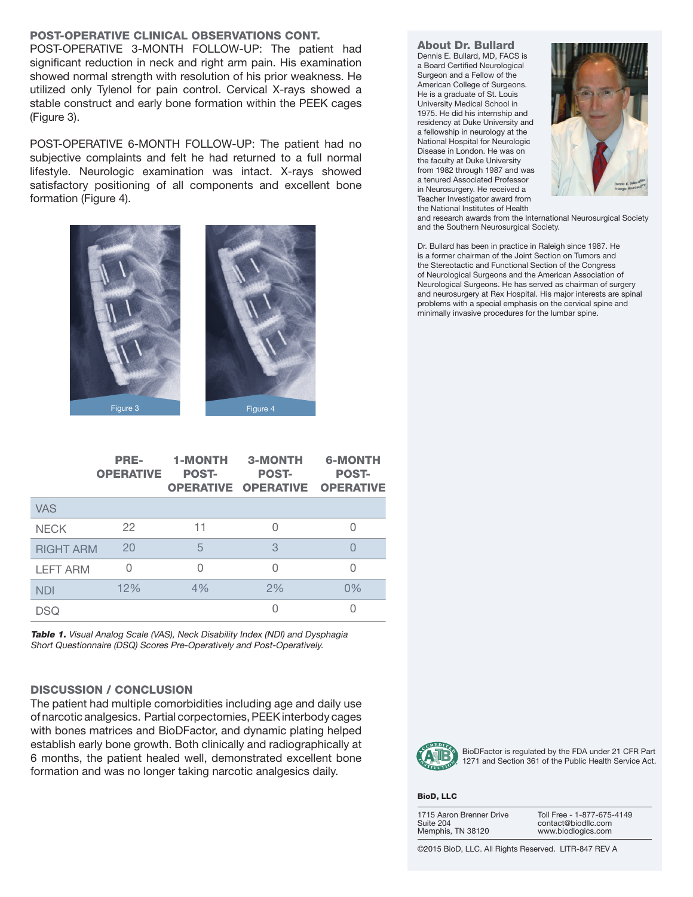### POST-OPERATIVE CLINICAL OBSERVATIONS CONT.

POST-OPERATIVE 3-MONTH FOLLOW-UP: The patient had significant reduction in neck and right arm pain. His examination showed normal strength with resolution of his prior weakness. He utilized only Tylenol for pain control. Cervical X-rays showed a stable construct and early bone formation within the PEEK cages (Figure 3).

POST-OPERATIVE 6-MONTH FOLLOW-UP: The patient had no subjective complaints and felt he had returned to a full normal lifestyle. Neurologic examination was intact. X-rays showed satisfactory positioning of all components and excellent bone formation (Figure 4).

Figure 3

Figure 4

| | PRE-OPERATIVE | 1-MONTH POST-OPERATIVE | 3-MONTH POST-OPERATIVE | 6-MONTH POST-OPERATIVE |
|---|---|---|---|---|
| VAS | | | | |
| NECK | 22 | 11 | 0 | 0 |
| RIGHT ARM | 20 | 5 | 3 | 0 |
| LEFT ARM | 0 | 0 | 0 | 0 |
| NDI | 12% | 4% | 2% | 0% |
| DSQ | | | 0 | 0 |

***Table 1.*** *Visual Analog Scale (VAS), Neck Disability Index (NDI) and Dysphagia Short Questionnaire (DSQ) Scores Pre-Operatively and Post-Operatively.*

### DISCUSSION / CONCLUSION

The patient had multiple comorbidities including age and daily use of narcotic analgesics. Partial corpectomies, PEEK interbody cages with bones matrices and BioDFactor, and dynamic plating helped establish early bone growth. Both clinically and radiographically at 6 months, the patient healed well, demonstrated excellent bone formation and was no longer taking narcotic analgesics daily.

### About Dr. Bullard

Dennis E. Bullard, MD, FACS is a Board Certified Neurological Surgeon and a Fellow of the American College of Surgeons. He is a graduate of St. Louis University Medical School in 1975. He did his internship and residency at Duke University and a fellowship in neurology at the National Hospital for Neurologic Disease in London. He was on the faculty at Duke University from 1982 through 1987 and was a tenured Associated Professor in Neurosurgery. He received a Teacher Investigator award from the National Institutes of Health and research awards from the International Neurosurgical Society and the Southern Neurosurgical Society.

Dr. Bullard has been in practice in Raleigh since 1987. He is a former chairman of the Joint Section on Tumors and the Stereotactic and Functional Section of the Congress of Neurological Surgeons and the American Association of Neurological Surgeons. He has served as chairman of surgery and neurosurgery at Rex Hospital. His major interests are spinal problems with a special emphasis on the cervical spine and minimally invasive procedures for the lumbar spine.

BioDFactor is regulated by the FDA under 21 CFR Part 1271 and Section 361 of the Public Health Service Act.

**BioD, LLC**

1715 Aaron Brenner Drive
Suite 204
Memphis, TN 38120

Toll Free - 1-877-675-4149
contact@biodllc.com
www.biodlogics.com

©2015 BioD, LLC. All Rights Reserved. LITR-847 REV A